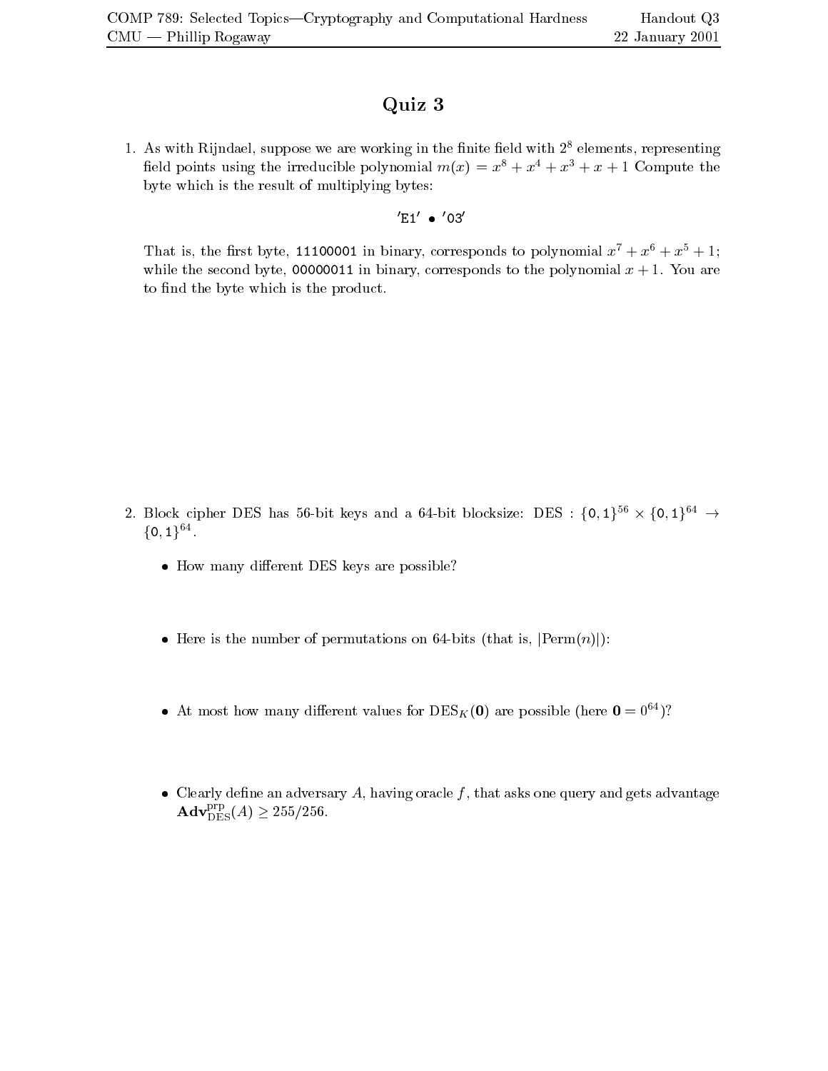COMP 789: Selected Topics—Cryptography and Computational Hardness

CMU — Phillip Rogaway

Handout Q3

22 January 2001

# Quiz 3

1. As with Rijndael, suppose we are working in the finite field with $2^8$ elements, representing field points using the irreducible polynomial $m(x) = x^8 + x^4 + x^3 + x + 1$ Compute the byte which is the result of multiplying bytes:

$$'\texttt{E1}' \bullet '\texttt{03}'$$

That is, the first byte, `11100001` in binary, corresponds to polynomial $x^7 + x^6 + x^5 + 1$; while the second byte, `00000011` in binary, corresponds to the polynomial $x + 1$. You are to find the byte which is the product.

2. Block cipher DES has 56-bit keys and a 64-bit blocksize: DES : $\{0,1\}^{56} \times \{0,1\}^{64} \to \{0,1\}^{64}$.

   - How many different DES keys are possible?

   - Here is the number of permutations on 64-bits (that is, $|\mathrm{Perm}(n)|$):

   - At most how many different values for $\mathrm{DES}_K(\mathbf{0})$ are possible (here $\mathbf{0} = 0^{64}$)?

   - Clearly define an adversary $A$, having oracle $f$, that asks one query and gets advantage $\mathbf{Adv}^{\mathrm{prp}}_{\mathrm{DES}}(A) \geq 255/256$.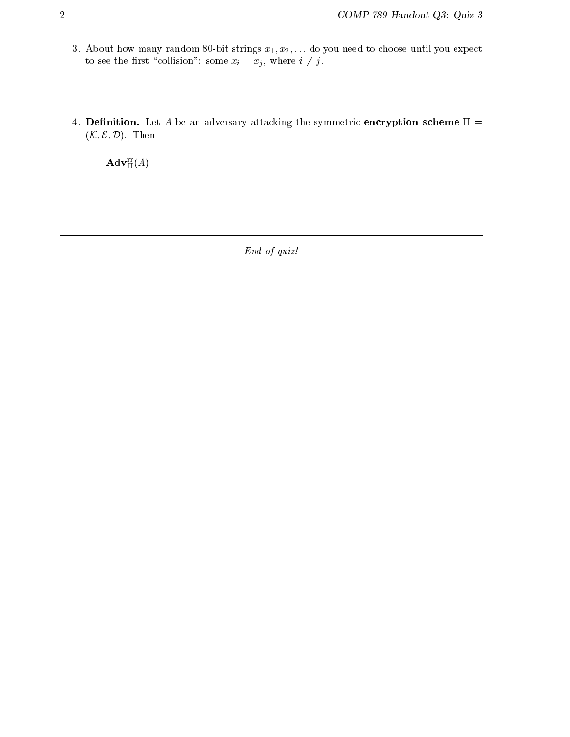3. About how many random 80-bit strings $x_1, x_2, \ldots$ do you need to choose until you expect to see the first "collision": some $x_i = x_j$, where $i \neq j$.

4. **Definition.** Let $A$ be an adversary attacking the symmetric **encryption scheme** $\Pi = (\mathcal{K}, \mathcal{E}, \mathcal{D})$. Then

   $\mathbf{Adv}^{\mathrm{rr}}_{\Pi}(A) \ =$

---

*End of quiz!*